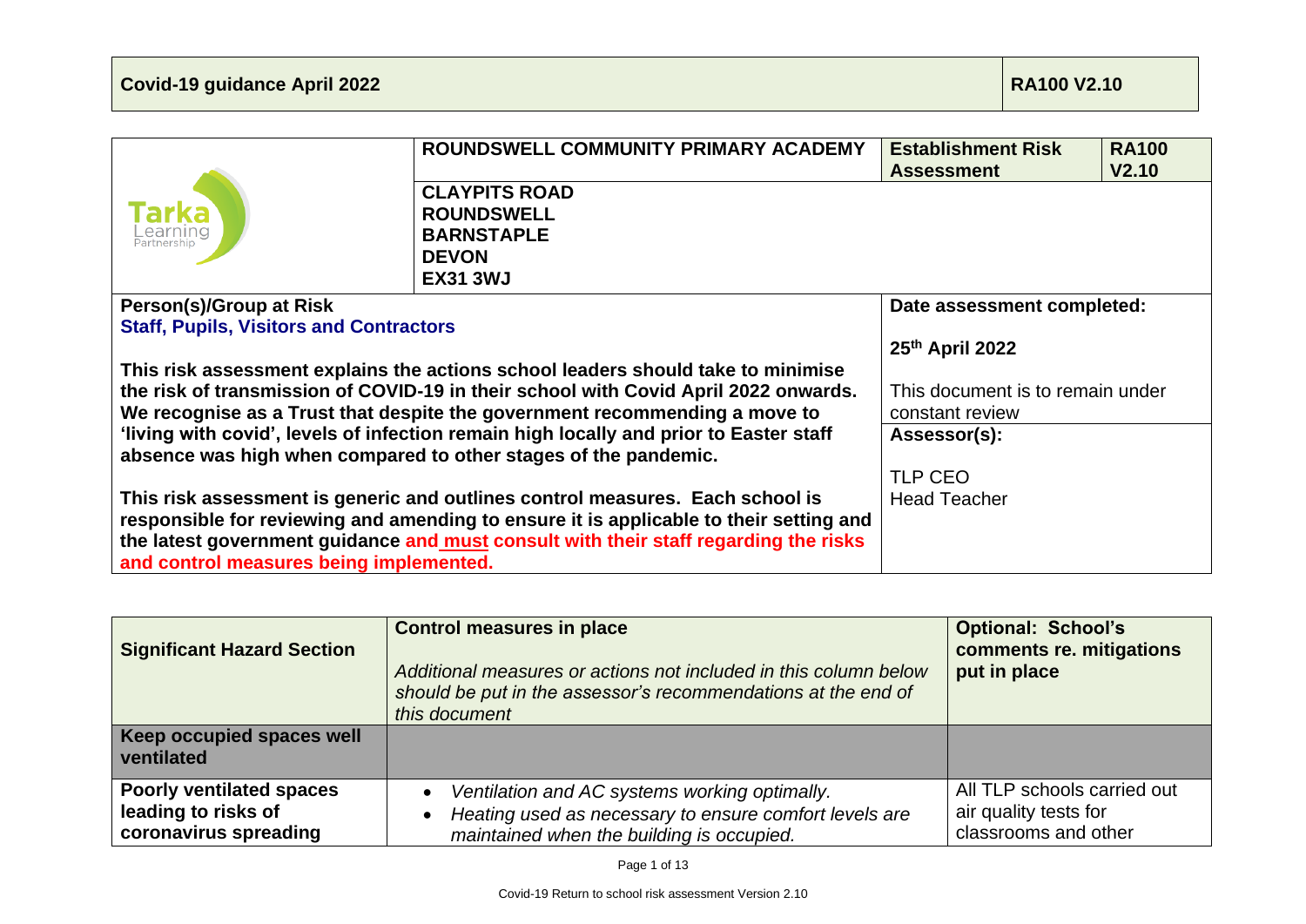| Covid-19 guidance April 2022 | RA100 V2.10 |
| --- | --- |

| Tarka Learning Partnership | ROUNDSWELL COMMUNITY PRIMARY ACADEMY | Establishment Risk Assessment | RA100 V2.10 |
| --- | --- | --- | --- |
| | CLAYPITS ROAD<br>ROUNDSWELL<br>BARNSTAPLE<br>DEVON<br>EX31 3WJ | | |

| Person(s)/Group at Risk | Date assessment completed: |
| --- | --- |
| **Staff, Pupils, Visitors and Contractors**<br><br>**This risk assessment explains the actions school leaders should take to minimise the risk of transmission of COVID-19 in their school with Covid April 2022 onwards. We recognise as a Trust that despite the government recommending a move to 'living with covid', levels of infection remain high locally and prior to Easter staff absence was high when compared to other stages of the pandemic.**<br><br>**This risk assessment is generic and outlines control measures. Each school is responsible for reviewing and amending to ensure it is applicable to their setting and the latest government guidance and must consult with their staff regarding the risks and control measures being implemented.** | **25th April 2022**<br><br>This document is to remain under constant review<br><br>**Assessor(s):**<br><br>TLP CEO<br>Head Teacher |

| Significant Hazard Section | Control measures in place<br><br>*Additional measures or actions not included in this column below should be put in the assessor's recommendations at the end of this document* | Optional: School's comments re. mitigations put in place |
| --- | --- | --- |
| **Keep occupied spaces well ventilated** | | |
| **Poorly ventilated spaces leading to risks of coronavirus spreading** | • *Ventilation and AC systems working optimally.*<br>• *Heating used as necessary to ensure comfort levels are maintained when the building is occupied.* | All TLP schools carried out air quality tests for classrooms and other |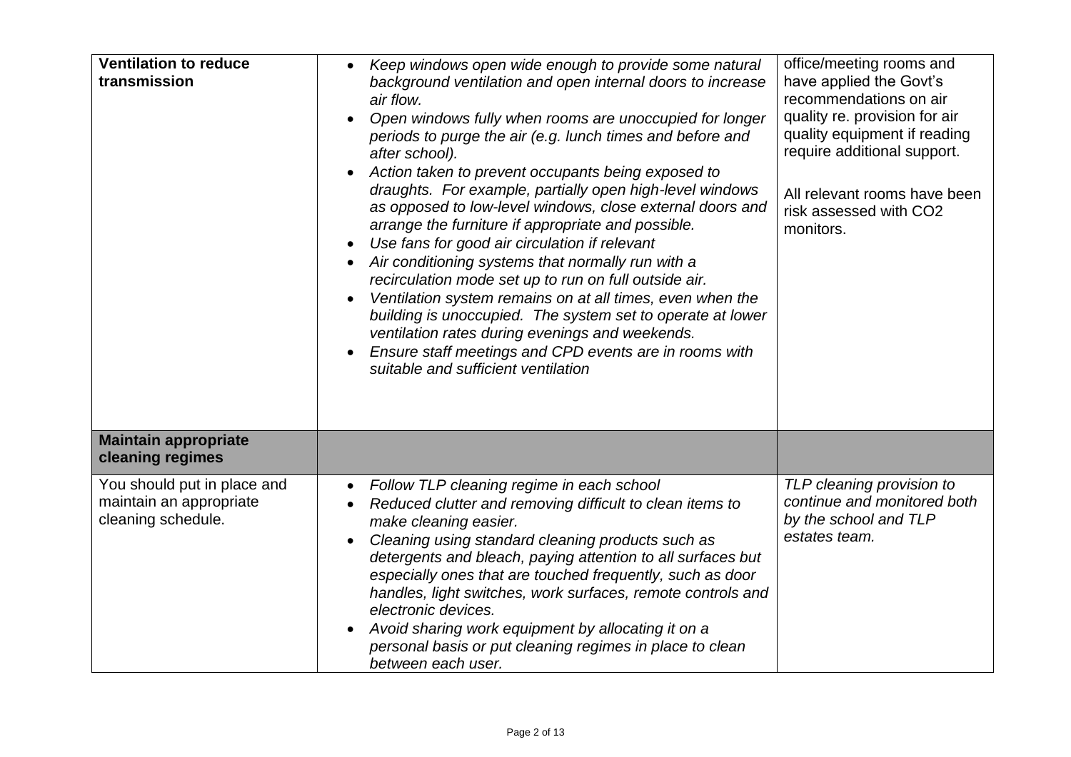| **Ventilation to reduce transmission** | • *Keep windows open wide enough to provide some natural background ventilation and open internal doors to increase air flow.*<br>• *Open windows fully when rooms are unoccupied for longer periods to purge the air (e.g. lunch times and before and after school).*<br>• *Action taken to prevent occupants being exposed to draughts. For example, partially open high-level windows as opposed to low-level windows, close external doors and arrange the furniture if appropriate and possible.*<br>• *Use fans for good air circulation if relevant*<br>• *Air conditioning systems that normally run with a recirculation mode set up to run on full outside air.*<br>• *Ventilation system remains on at all times, even when the building is unoccupied. The system set to operate at lower ventilation rates during evenings and weekends.*<br>• *Ensure staff meetings and CPD events are in rooms with suitable and sufficient ventilation* | office/meeting rooms and have applied the Govt's recommendations on air quality re. provision for air quality equipment if reading require additional support.<br><br>All relevant rooms have been risk assessed with $CO_2$ monitors. |
|---|---|---|
| **Maintain appropriate cleaning regimes** | | |
| You should put in place and maintain an appropriate cleaning schedule. | • *Follow TLP cleaning regime in each school*<br>• *Reduced clutter and removing difficult to clean items to make cleaning easier.*<br>• *Cleaning using standard cleaning products such as detergents and bleach, paying attention to all surfaces but especially ones that are touched frequently, such as door handles, light switches, work surfaces, remote controls and electronic devices.*<br>• *Avoid sharing work equipment by allocating it on a personal basis or put cleaning regimes in place to clean between each user.* | *TLP cleaning provision to continue and monitored both by the school and TLP estates team.* |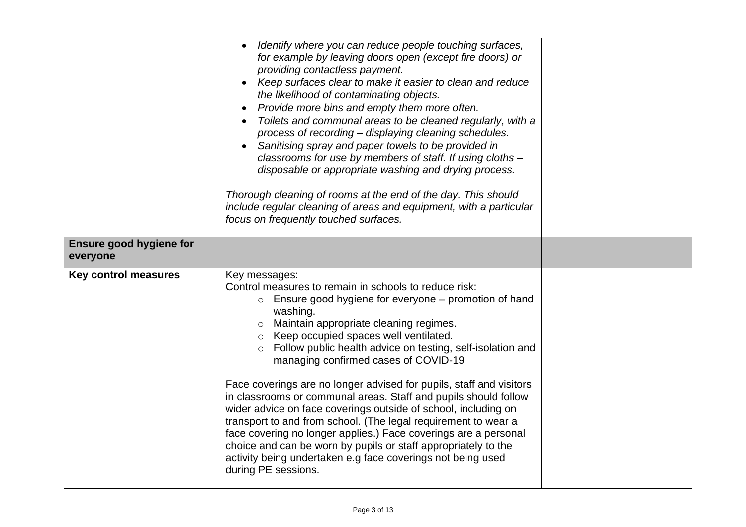| | | |
|---|---|---|
| | • *Identify where you can reduce people touching surfaces, for example by leaving doors open (except fire doors) or providing contactless payment.*<br>• *Keep surfaces clear to make it easier to clean and reduce the likelihood of contaminating objects.*<br>• *Provide more bins and empty them more often.*<br>• *Toilets and communal areas to be cleaned regularly, with a process of recording – displaying cleaning schedules.*<br>• *Sanitising spray and paper towels to be provided in classrooms for use by members of staff. If using cloths – disposable or appropriate washing and drying process.*<br><br>*Thorough cleaning of rooms at the end of the day. This should include regular cleaning of areas and equipment, with a particular focus on frequently touched surfaces.* | |
| **Ensure good hygiene for everyone** | | |
| **Key control measures** | Key messages:<br>Control measures to remain in schools to reduce risk:<br>○ Ensure good hygiene for everyone – promotion of hand washing.<br>○ Maintain appropriate cleaning regimes.<br>○ Keep occupied spaces well ventilated.<br>○ Follow public health advice on testing, self-isolation and managing confirmed cases of COVID-19<br><br>Face coverings are no longer advised for pupils, staff and visitors in classrooms or communal areas. Staff and pupils should follow wider advice on face coverings outside of school, including on transport to and from school. (The legal requirement to wear a face covering no longer applies.) Face coverings are a personal choice and can be worn by pupils or staff appropriately to the activity being undertaken e.g face coverings not being used during PE sessions. | |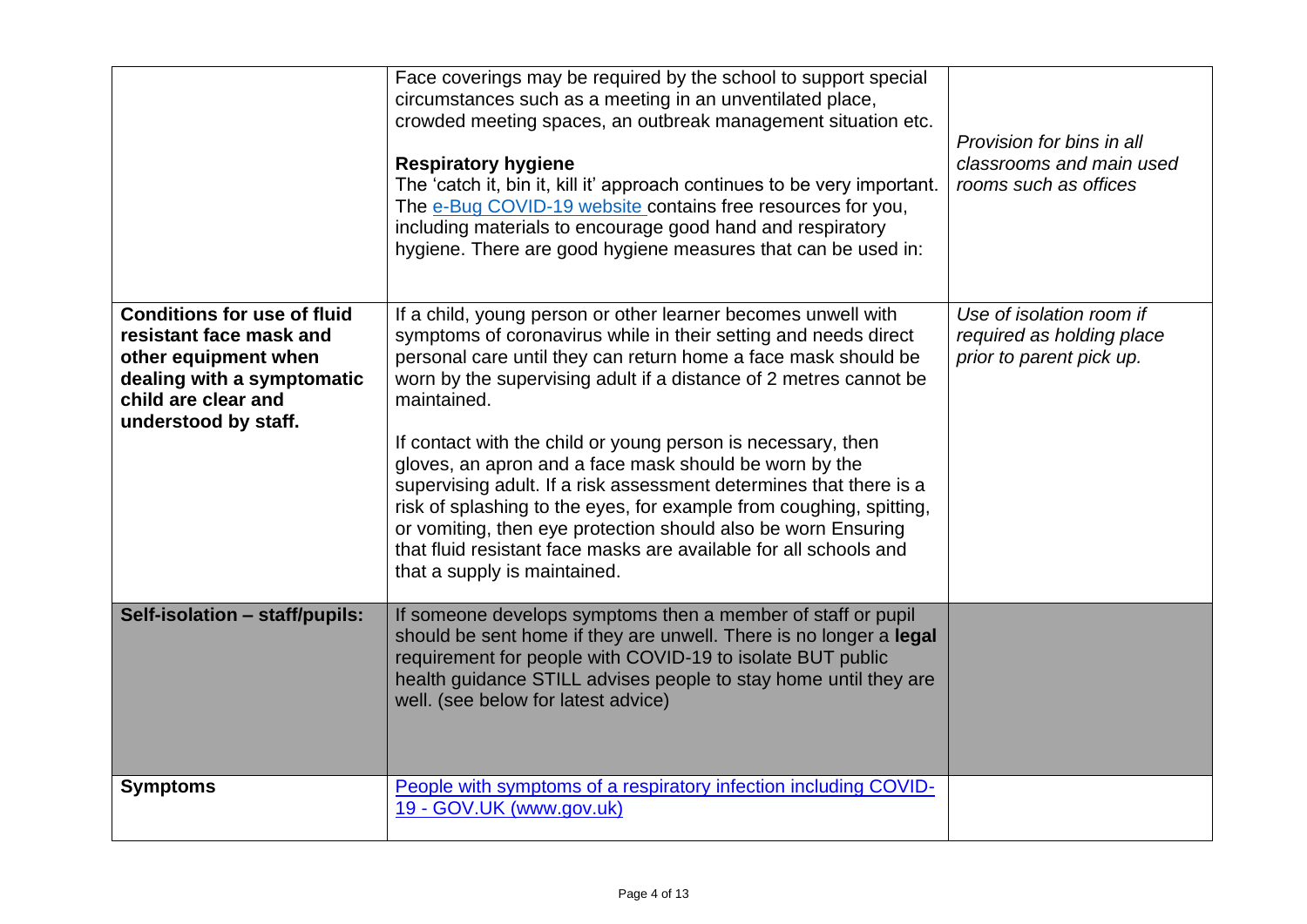| | | |
|---|---|---|
| | Face coverings may be required by the school to support special circumstances such as a meeting in an unventilated place, crowded meeting spaces, an outbreak management situation etc.<br><br>**Respiratory hygiene**<br>The 'catch it, bin it, kill it' approach continues to be very important. The [e-Bug COVID-19 website](#) contains free resources for you, including materials to encourage good hand and respiratory hygiene. There are good hygiene measures that can be used in: | *Provision for bins in all classrooms and main used rooms such as offices* |
| **Conditions for use of fluid resistant face mask and other equipment when dealing with a symptomatic child are clear and understood by staff.** | If a child, young person or other learner becomes unwell with symptoms of coronavirus while in their setting and needs direct personal care until they can return home a face mask should be worn by the supervising adult if a distance of 2 metres cannot be maintained.<br><br>If contact with the child or young person is necessary, then gloves, an apron and a face mask should be worn by the supervising adult. If a risk assessment determines that there is a risk of splashing to the eyes, for example from coughing, spitting, or vomiting, then eye protection should also be worn Ensuring that fluid resistant face masks are available for all schools and that a supply is maintained. | *Use of isolation room if required as holding place prior to parent pick up.* |
| **Self-isolation – staff/pupils:** | If someone develops symptoms then a member of staff or pupil should be sent home if they are unwell. There is no longer a **legal** requirement for people with COVID-19 to isolate BUT public health guidance STILL advises people to stay home until they are well. (see below for latest advice) | |
| **Symptoms** | [People with symptoms of a respiratory infection including COVID-19 - GOV.UK (www.gov.uk)](#) | |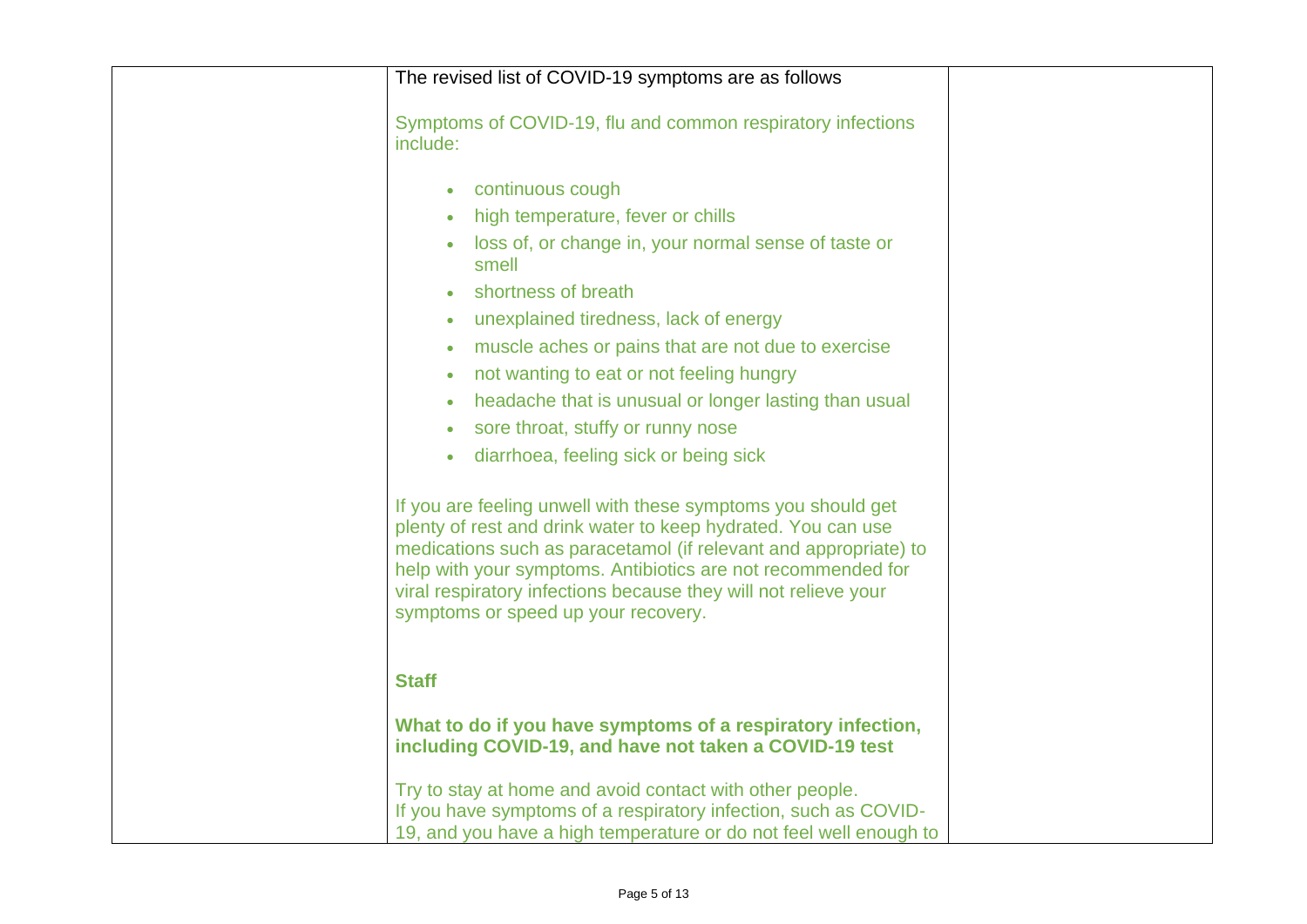| | | |
|---|---|---|
| | The revised list of COVID-19 symptoms are as follows<br><br>Symptoms of COVID-19, flu and common respiratory infections include:<br><br>• continuous cough<br>• high temperature, fever or chills<br>• loss of, or change in, your normal sense of taste or smell<br>• shortness of breath<br>• unexplained tiredness, lack of energy<br>• muscle aches or pains that are not due to exercise<br>• not wanting to eat or not feeling hungry<br>• headache that is unusual or longer lasting than usual<br>• sore throat, stuffy or runny nose<br>• diarrhoea, feeling sick or being sick<br><br>If you are feeling unwell with these symptoms you should get plenty of rest and drink water to keep hydrated. You can use medications such as paracetamol (if relevant and appropriate) to help with your symptoms. Antibiotics are not recommended for viral respiratory infections because they will not relieve your symptoms or speed up your recovery.<br><br>**Staff**<br><br>**What to do if you have symptoms of a respiratory infection, including COVID-19, and have not taken a COVID-19 test**<br><br>Try to stay at home and avoid contact with other people.<br>If you have symptoms of a respiratory infection, such as COVID-19, and you have a high temperature or do not feel well enough to | |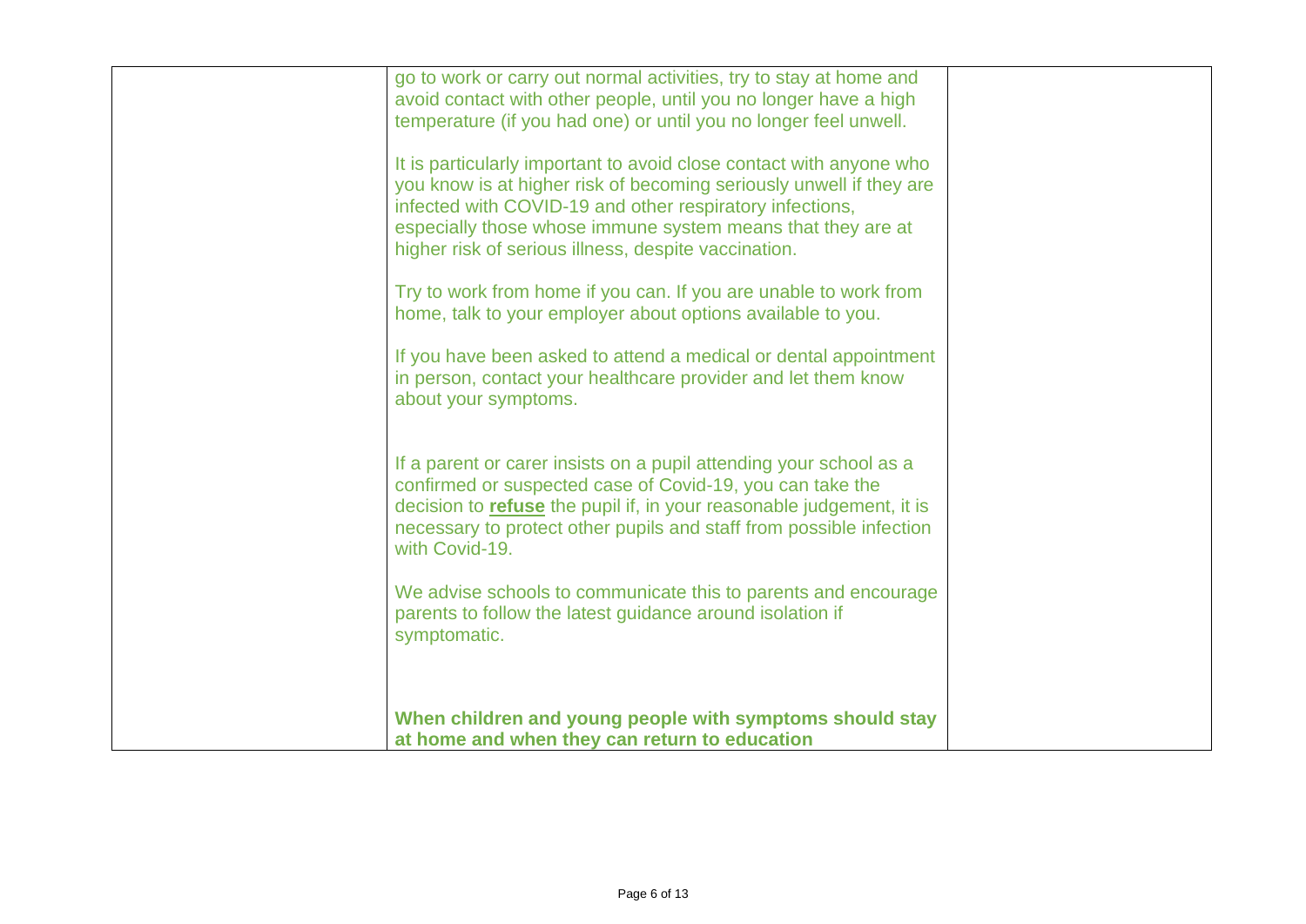| | | |
|---|---|---|
| | go to work or carry out normal activities, try to stay at home and avoid contact with other people, until you no longer have a high temperature (if you had one) or until you no longer feel unwell.<br><br>It is particularly important to avoid close contact with anyone who you know is at higher risk of becoming seriously unwell if they are infected with COVID-19 and other respiratory infections, especially those whose immune system means that they are at higher risk of serious illness, despite vaccination.<br><br>Try to work from home if you can. If you are unable to work from home, talk to your employer about options available to you.<br><br>If you have been asked to attend a medical or dental appointment in person, contact your healthcare provider and let them know about your symptoms.<br><br>If a parent or carer insists on a pupil attending your school as a confirmed or suspected case of Covid-19, you can take the decision to **refuse** the pupil if, in your reasonable judgement, it is necessary to protect other pupils and staff from possible infection with Covid-19.<br><br>We advise schools to communicate this to parents and encourage parents to follow the latest guidance around isolation if symptomatic.<br><br>**When children and young people with symptoms should stay at home and when they can return to education** | |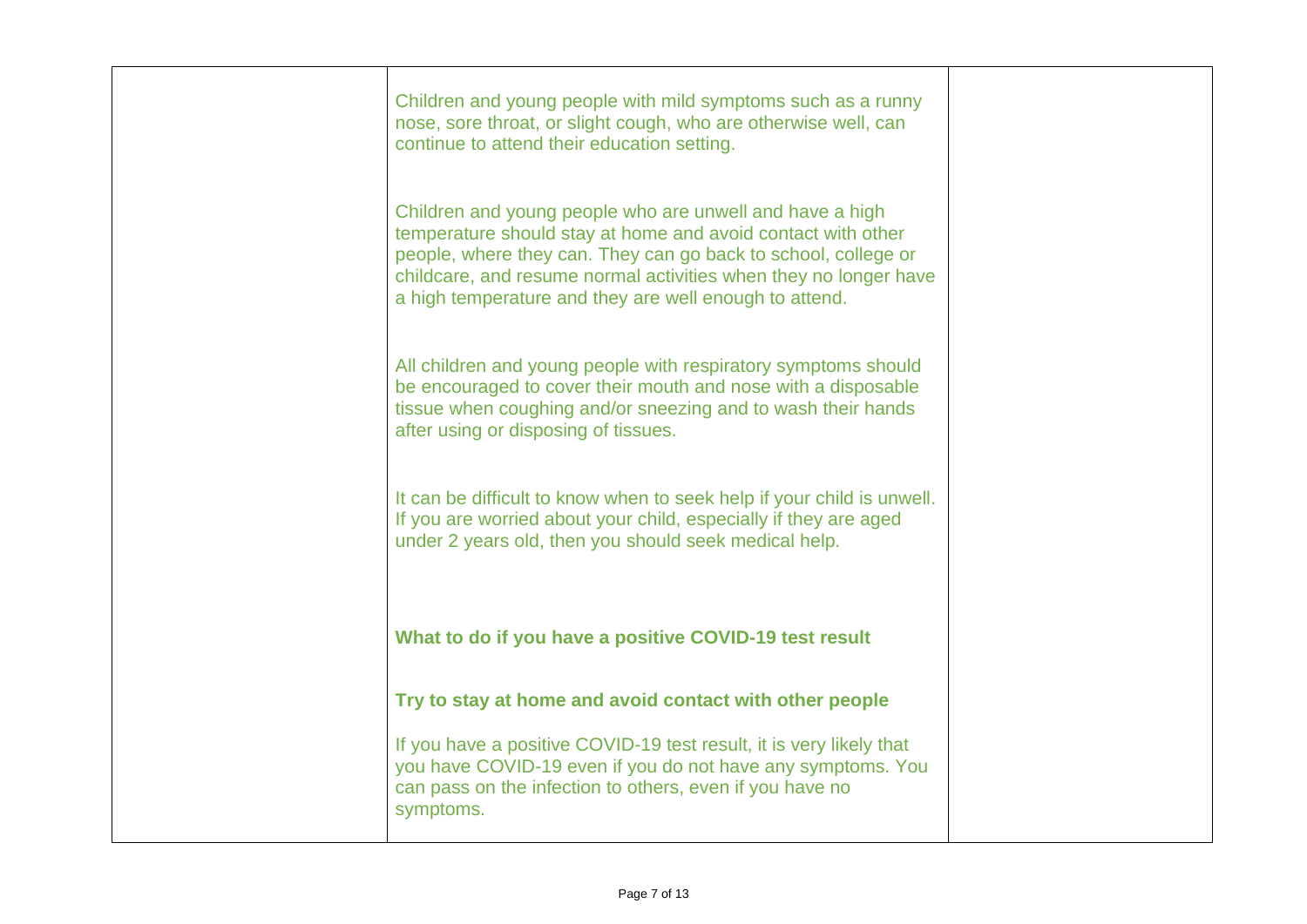| | | |
|---|---|---|
| | Children and young people with mild symptoms such as a runny nose, sore throat, or slight cough, who are otherwise well, can continue to attend their education setting.<br><br>Children and young people who are unwell and have a high temperature should stay at home and avoid contact with other people, where they can. They can go back to school, college or childcare, and resume normal activities when they no longer have a high temperature and they are well enough to attend.<br><br>All children and young people with respiratory symptoms should be encouraged to cover their mouth and nose with a disposable tissue when coughing and/or sneezing and to wash their hands after using or disposing of tissues.<br><br>It can be difficult to know when to seek help if your child is unwell. If you are worried about your child, especially if they are aged under 2 years old, then you should seek medical help.<br><br>**What to do if you have a positive COVID-19 test result**<br><br>**Try to stay at home and avoid contact with other people**<br><br>If you have a positive COVID-19 test result, it is very likely that you have COVID-19 even if you do not have any symptoms. You can pass on the infection to others, even if you have no symptoms. | |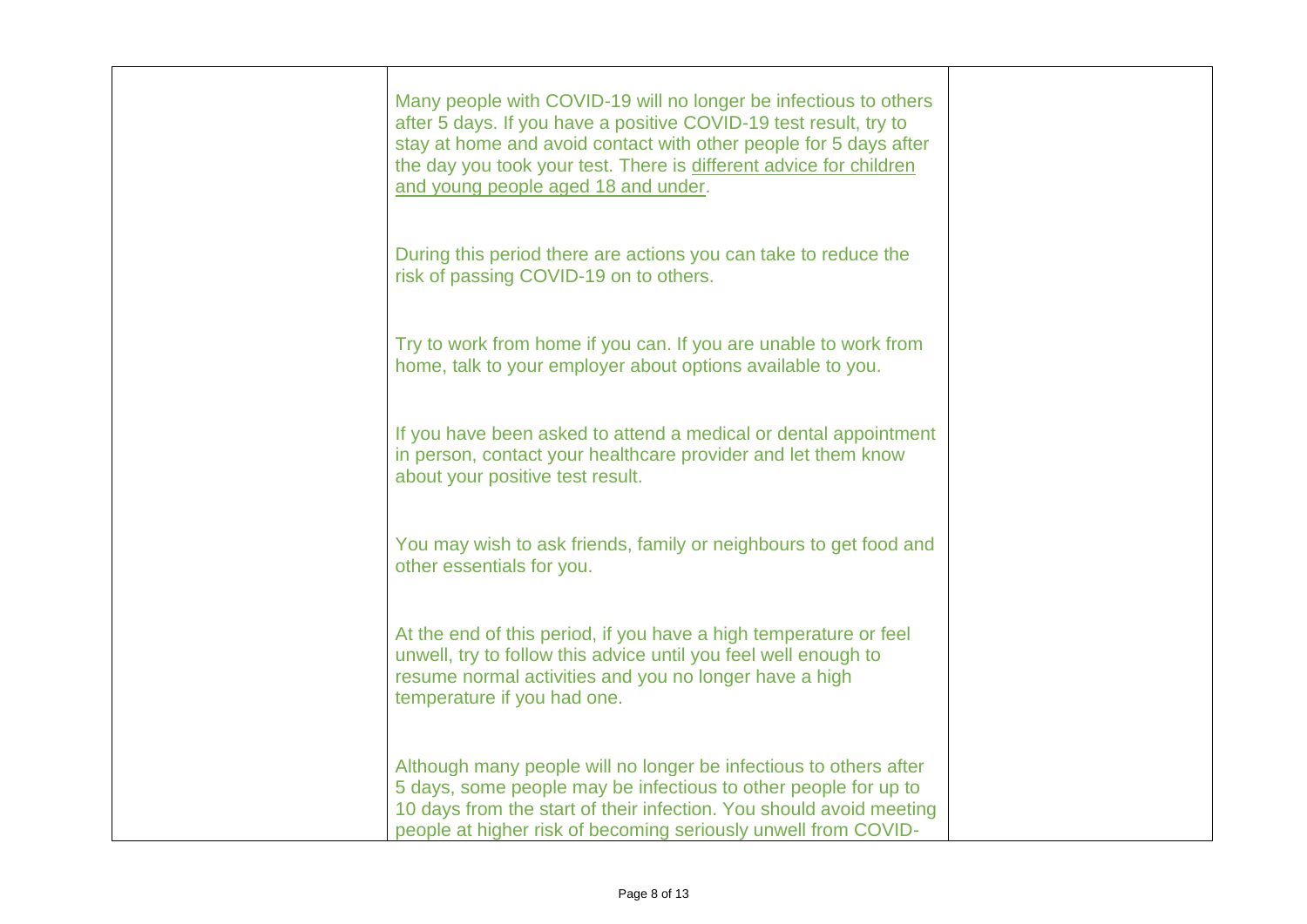|  | Many people with COVID-19 will no longer be infectious to others after 5 days. If you have a positive COVID-19 test result, try to stay at home and avoid contact with other people for 5 days after the day you took your test. There is different advice for children and young people aged 18 and under.<br><br>During this period there are actions you can take to reduce the risk of passing COVID-19 on to others.<br><br>Try to work from home if you can. If you are unable to work from home, talk to your employer about options available to you.<br><br>If you have been asked to attend a medical or dental appointment in person, contact your healthcare provider and let them know about your positive test result.<br><br>You may wish to ask friends, family or neighbours to get food and other essentials for you.<br><br>At the end of this period, if you have a high temperature or feel unwell, try to follow this advice until you feel well enough to resume normal activities and you no longer have a high temperature if you had one.<br><br>Although many people will no longer be infectious to others after 5 days, some people may be infectious to other people for up to 10 days from the start of their infection. You should avoid meeting people at higher risk of becoming seriously unwell from COVID- |  |
|---|---|---|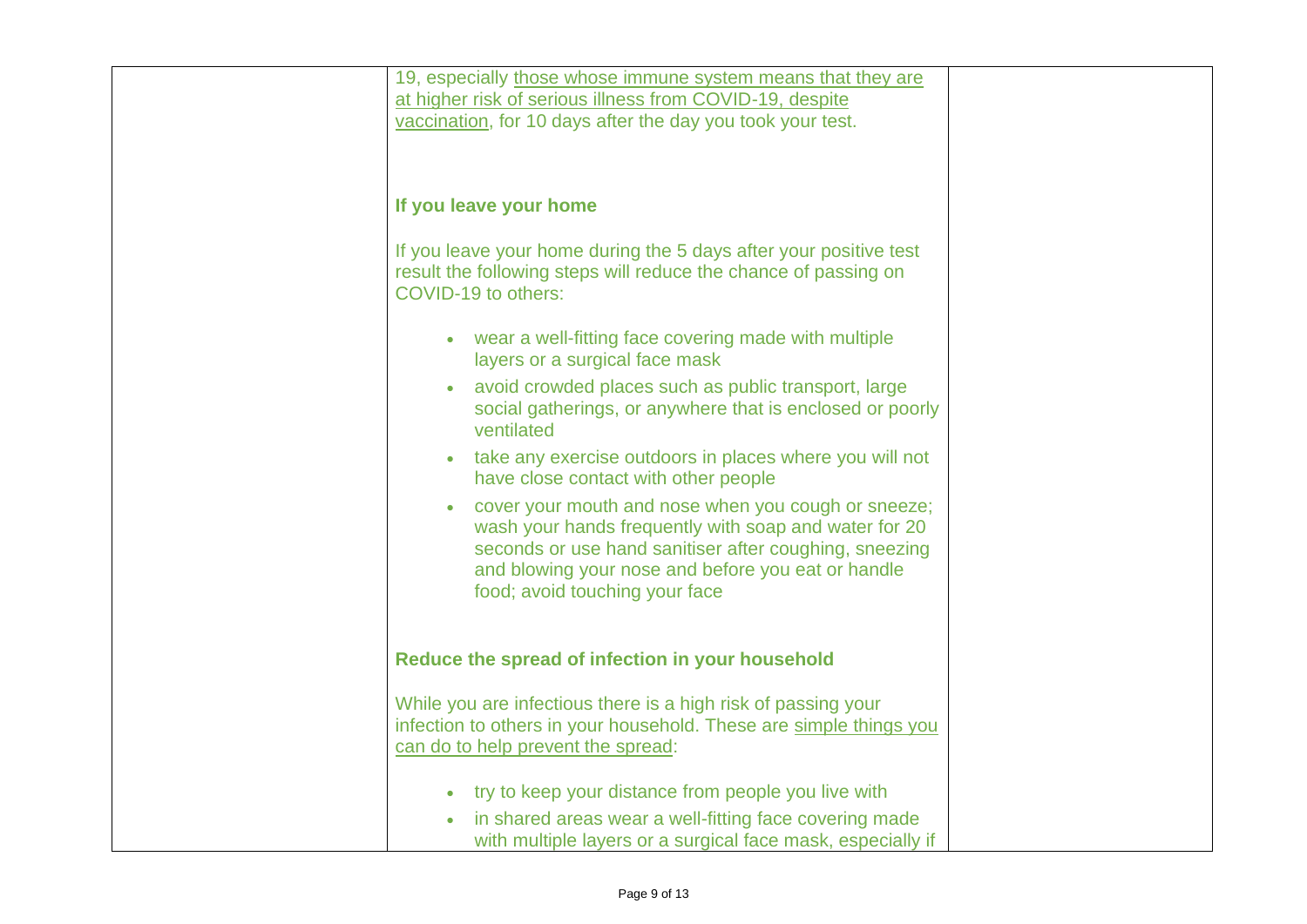19, especially those whose immune system means that they are at higher risk of serious illness from COVID-19, despite vaccination, for 10 days after the day you took your test.

### If you leave your home

If you leave your home during the 5 days after your positive test result the following steps will reduce the chance of passing on COVID-19 to others:

- wear a well-fitting face covering made with multiple layers or a surgical face mask
- avoid crowded places such as public transport, large social gatherings, or anywhere that is enclosed or poorly ventilated
- take any exercise outdoors in places where you will not have close contact with other people
- cover your mouth and nose when you cough or sneeze; wash your hands frequently with soap and water for 20 seconds or use hand sanitiser after coughing, sneezing and blowing your nose and before you eat or handle food; avoid touching your face

### Reduce the spread of infection in your household

While you are infectious there is a high risk of passing your infection to others in your household. These are simple things you can do to help prevent the spread:

- try to keep your distance from people you live with
- in shared areas wear a well-fitting face covering made with multiple layers or a surgical face mask, especially if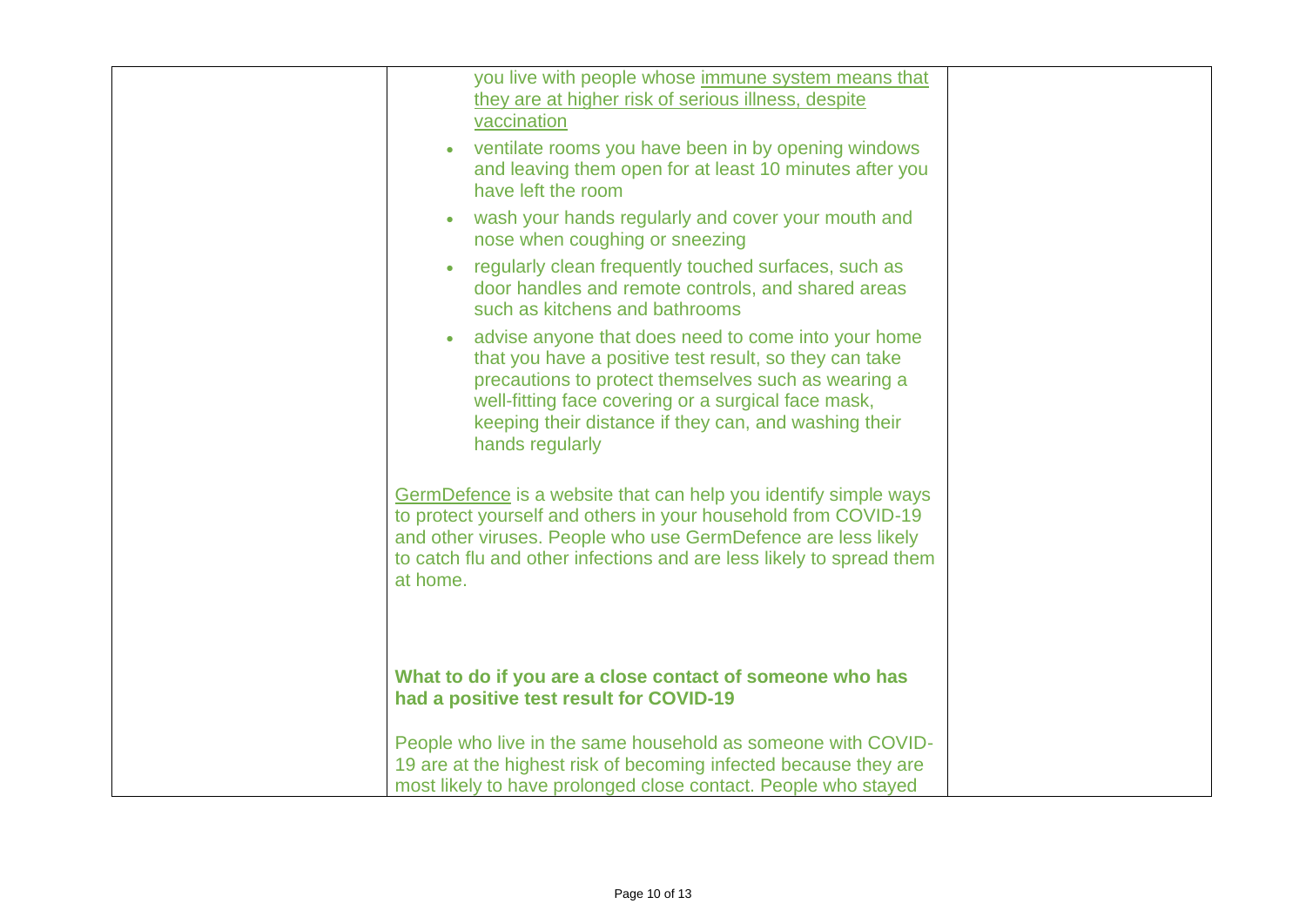| | you live with people whose immune system means that they are at higher risk of serious illness, despite vaccination<br><br>• ventilate rooms you have been in by opening windows and leaving them open for at least 10 minutes after you have left the room<br>• wash your hands regularly and cover your mouth and nose when coughing or sneezing<br>• regularly clean frequently touched surfaces, such as door handles and remote controls, and shared areas such as kitchens and bathrooms<br>• advise anyone that does need to come into your home that you have a positive test result, so they can take precautions to protect themselves such as wearing a well-fitting face covering or a surgical face mask, keeping their distance if they can, and washing their hands regularly<br><br>GermDefence is a website that can help you identify simple ways to protect yourself and others in your household from COVID-19 and other viruses. People who use GermDefence are less likely to catch flu and other infections and are less likely to spread them at home.<br><br>**What to do if you are a close contact of someone who has had a positive test result for COVID-19**<br><br>People who live in the same household as someone with COVID-19 are at the highest risk of becoming infected because they are most likely to have prolonged close contact. People who stayed | |
|---|---|---|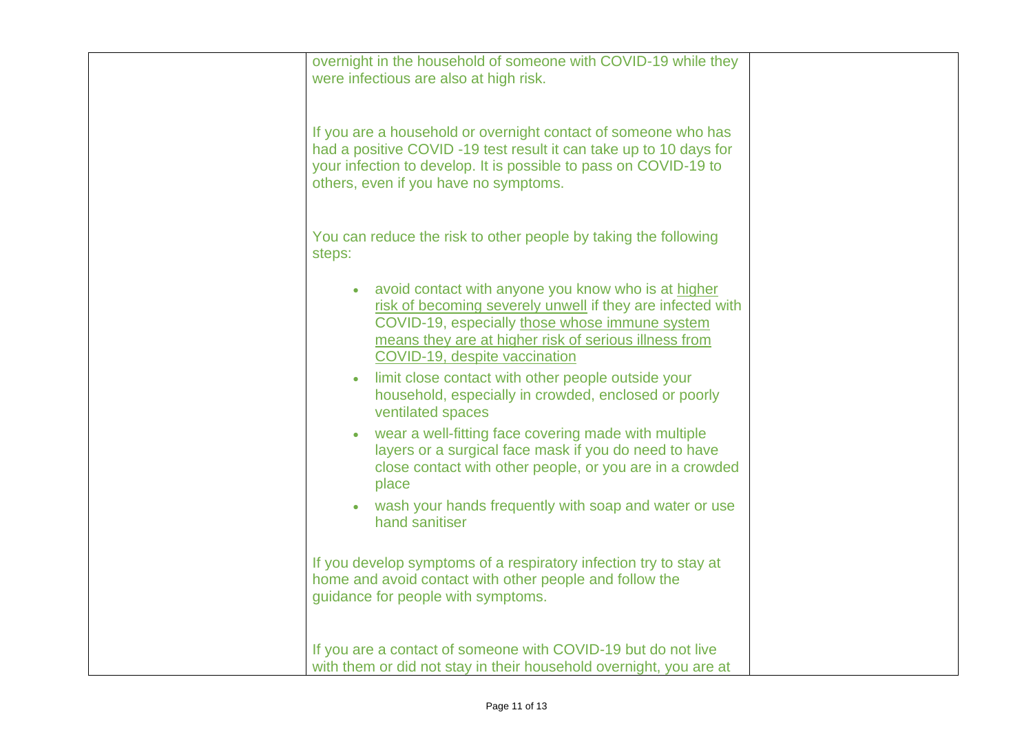| | | |
|---|---|---|
| | overnight in the household of someone with COVID-19 while they were infectious are also at high risk.<br><br>If you are a household or overnight contact of someone who has had a positive COVID -19 test result it can take up to 10 days for your infection to develop. It is possible to pass on COVID-19 to others, even if you have no symptoms.<br><br>You can reduce the risk to other people by taking the following steps:<br><br>• avoid contact with anyone you know who is at higher risk of becoming severely unwell if they are infected with COVID-19, especially those whose immune system means they are at higher risk of serious illness from COVID-19, despite vaccination<br>• limit close contact with other people outside your household, especially in crowded, enclosed or poorly ventilated spaces<br>• wear a well-fitting face covering made with multiple layers or a surgical face mask if you do need to have close contact with other people, or you are in a crowded place<br>• wash your hands frequently with soap and water or use hand sanitiser<br><br>If you develop symptoms of a respiratory infection try to stay at home and avoid contact with other people and follow the guidance for people with symptoms.<br><br>If you are a contact of someone with COVID-19 but do not live with them or did not stay in their household overnight, you are at | |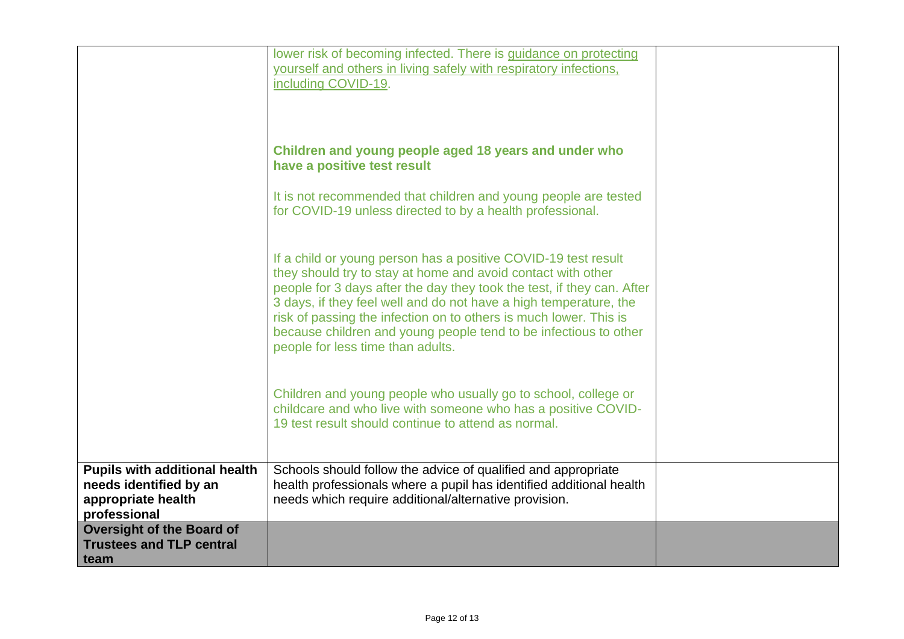| | | |
|---|---|---|
| | lower risk of becoming infected. There is guidance on protecting yourself and others in living safely with respiratory infections, including COVID-19.<br><br>**Children and young people aged 18 years and under who have a positive test result**<br><br>It is not recommended that children and young people are tested for COVID-19 unless directed to by a health professional.<br><br>If a child or young person has a positive COVID-19 test result they should try to stay at home and avoid contact with other people for 3 days after the day they took the test, if they can. After 3 days, if they feel well and do not have a high temperature, the risk of passing the infection on to others is much lower. This is because children and young people tend to be infectious to other people for less time than adults.<br><br>Children and young people who usually go to school, college or childcare and who live with someone who has a positive COVID-19 test result should continue to attend as normal. | |
| **Pupils with additional health needs identified by an appropriate health professional** | Schools should follow the advice of qualified and appropriate health professionals where a pupil has identified additional health needs which require additional/alternative provision. | |
| **Oversight of the Board of Trustees and TLP central team** | | |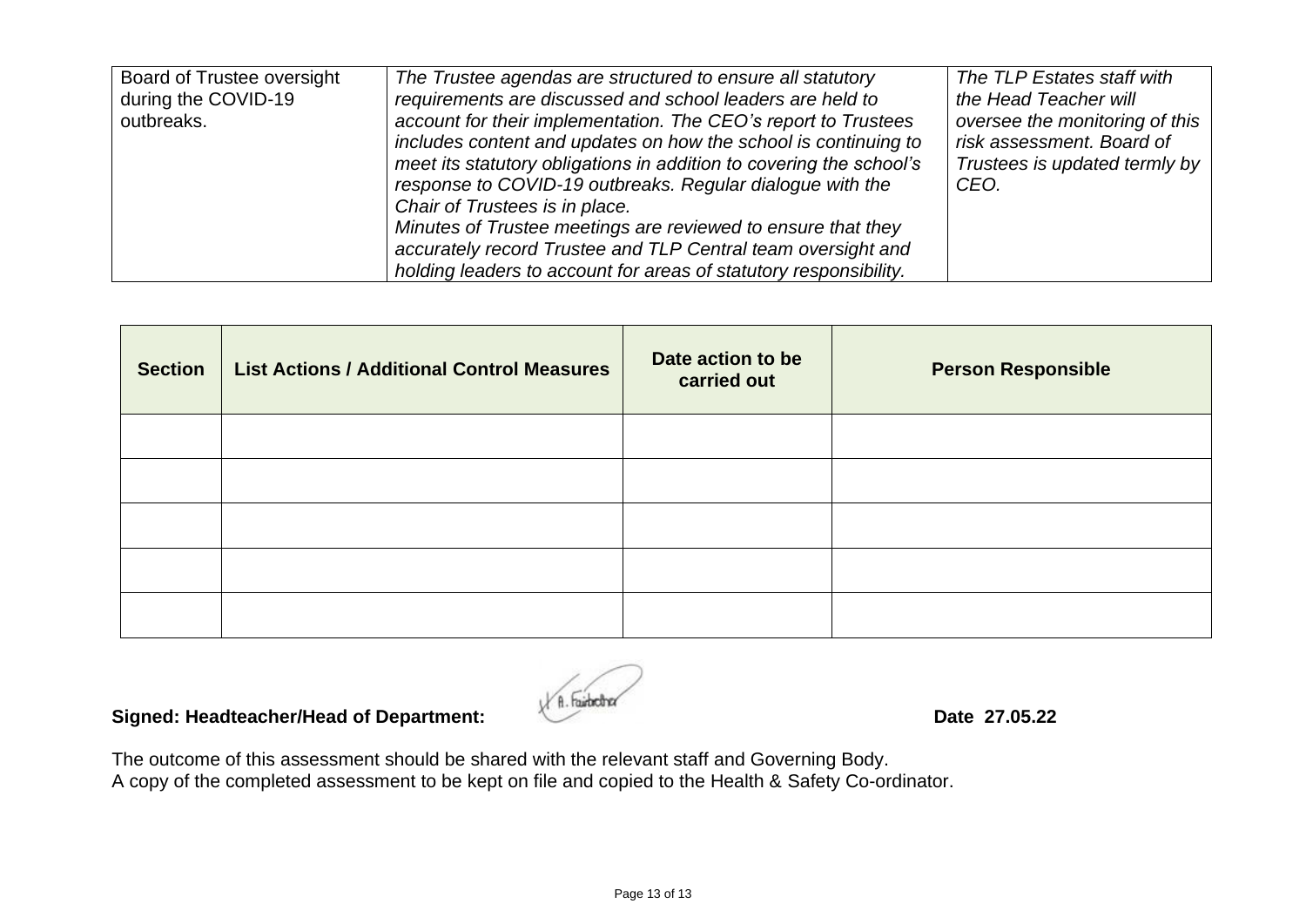| | | |
|---|---|---|
| Board of Trustee oversight during the COVID-19 outbreaks. | *The Trustee agendas are structured to ensure all statutory requirements are discussed and school leaders are held to account for their implementation. The CEO's report to Trustees includes content and updates on how the school is continuing to meet its statutory obligations in addition to covering the school's response to COVID-19 outbreaks. Regular dialogue with the Chair of Trustees is in place.*<br>*Minutes of Trustee meetings are reviewed to ensure that they accurately record Trustee and TLP Central team oversight and holding leaders to account for areas of statutory responsibility.* | *The TLP Estates staff with the Head Teacher will oversee the monitoring of this risk assessment. Board of Trustees is updated termly by CEO.* |

| Section | List Actions / Additional Control Measures | Date action to be carried out | Person Responsible |
|---|---|---|---|
| | | | |
| | | | |
| | | | |
| | | | |
| | | | |

**Signed: Headteacher/Head of Department:** A. Fairbother **Date 27.05.22**

The outcome of this assessment should be shared with the relevant staff and Governing Body.
A copy of the completed assessment to be kept on file and copied to the Health & Safety Co-ordinator.